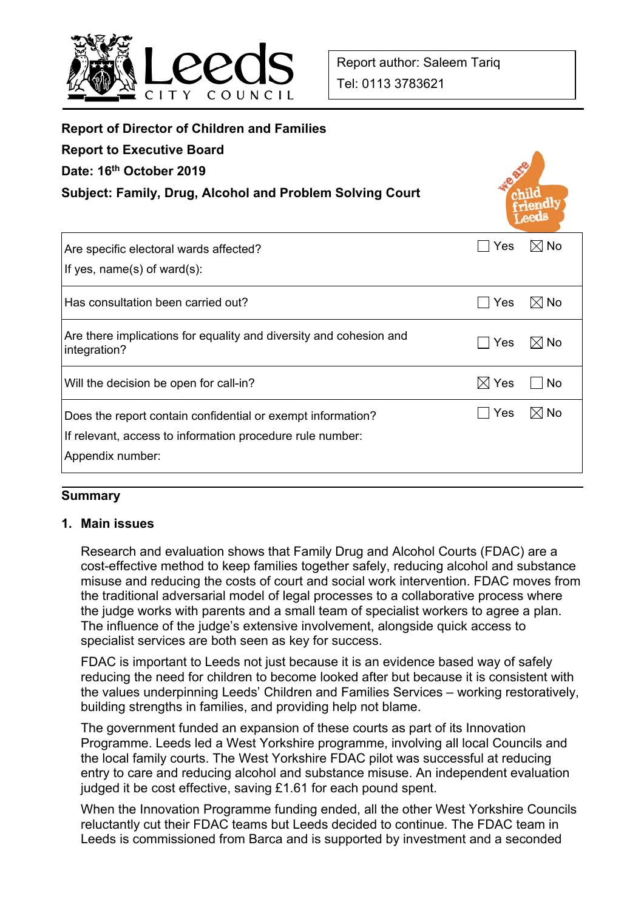Report author: Saleem Tariq
Tel: 0113 3783621

**Report of Director of Children and Families**

**Report to Executive Board**

**Date: 16th October 2019**

**Subject: Family, Drug, Alcohol and Problem Solving Court**

| | | |
|---|---|---|
| Are specific electoral wards affected?<br>If yes, name(s) of ward(s): | ☐ Yes | ☒ No |
| Has consultation been carried out? | ☐ Yes | ☒ No |
| Are there implications for equality and diversity and cohesion and integration? | ☐ Yes | ☒ No |
| Will the decision be open for call-in? | ☒ Yes | ☐ No |
| Does the report contain confidential or exempt information?<br>If relevant, access to information procedure rule number:<br>Appendix number: | ☐ Yes | ☒ No |

## Summary

### 1. Main issues

Research and evaluation shows that Family Drug and Alcohol Courts (FDAC) are a cost-effective method to keep families together safely, reducing alcohol and substance misuse and reducing the costs of court and social work intervention. FDAC moves from the traditional adversarial model of legal processes to a collaborative process where the judge works with parents and a small team of specialist workers to agree a plan. The influence of the judge's extensive involvement, alongside quick access to specialist services are both seen as key for success.

FDAC is important to Leeds not just because it is an evidence based way of safely reducing the need for children to become looked after but because it is consistent with the values underpinning Leeds' Children and Families Services – working restoratively, building strengths in families, and providing help not blame.

The government funded an expansion of these courts as part of its Innovation Programme. Leeds led a West Yorkshire programme, involving all local Councils and the local family courts. The West Yorkshire FDAC pilot was successful at reducing entry to care and reducing alcohol and substance misuse. An independent evaluation judged it be cost effective, saving £1.61 for each pound spent.

When the Innovation Programme funding ended, all the other West Yorkshire Councils reluctantly cut their FDAC teams but Leeds decided to continue. The FDAC team in Leeds is commissioned from Barca and is supported by investment and a seconded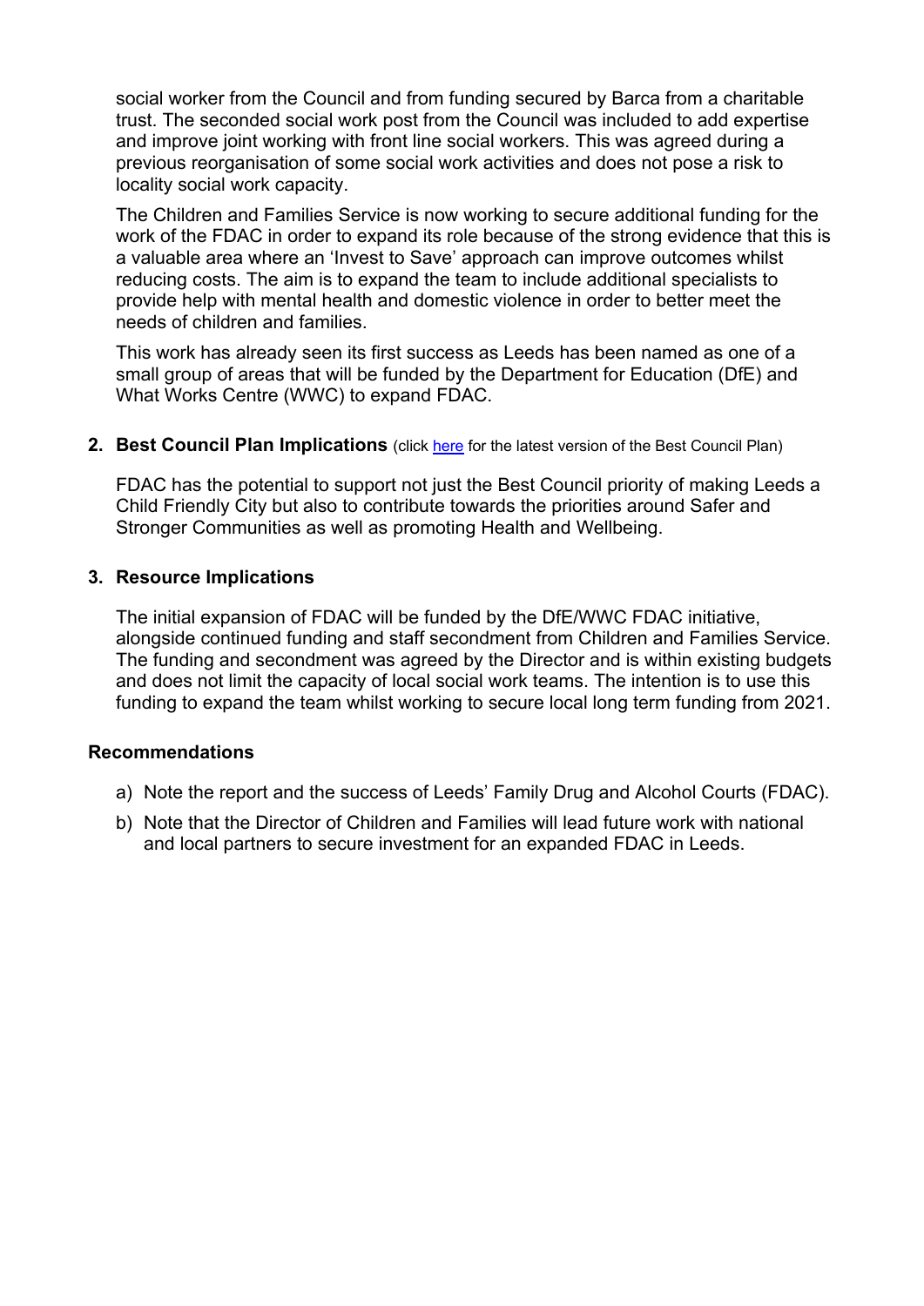social worker from the Council and from funding secured by Barca from a charitable trust. The seconded social work post from the Council was included to add expertise and improve joint working with front line social workers. This was agreed during a previous reorganisation of some social work activities and does not pose a risk to locality social work capacity.

The Children and Families Service is now working to secure additional funding for the work of the FDAC in order to expand its role because of the strong evidence that this is a valuable area where an 'Invest to Save' approach can improve outcomes whilst reducing costs. The aim is to expand the team to include additional specialists to provide help with mental health and domestic violence in order to better meet the needs of children and families.

This work has already seen its first success as Leeds has been named as one of a small group of areas that will be funded by the Department for Education (DfE) and What Works Centre (WWC) to expand FDAC.

## 2. Best Council Plan Implications (click here for the latest version of the Best Council Plan)

FDAC has the potential to support not just the Best Council priority of making Leeds a Child Friendly City but also to contribute towards the priorities around Safer and Stronger Communities as well as promoting Health and Wellbeing.

## 3. Resource Implications

The initial expansion of FDAC will be funded by the DfE/WWC FDAC initiative, alongside continued funding and staff secondment from Children and Families Service. The funding and secondment was agreed by the Director and is within existing budgets and does not limit the capacity of local social work teams. The intention is to use this funding to expand the team whilst working to secure local long term funding from 2021.

## Recommendations

a) Note the report and the success of Leeds' Family Drug and Alcohol Courts (FDAC).

b) Note that the Director of Children and Families will lead future work with national and local partners to secure investment for an expanded FDAC in Leeds.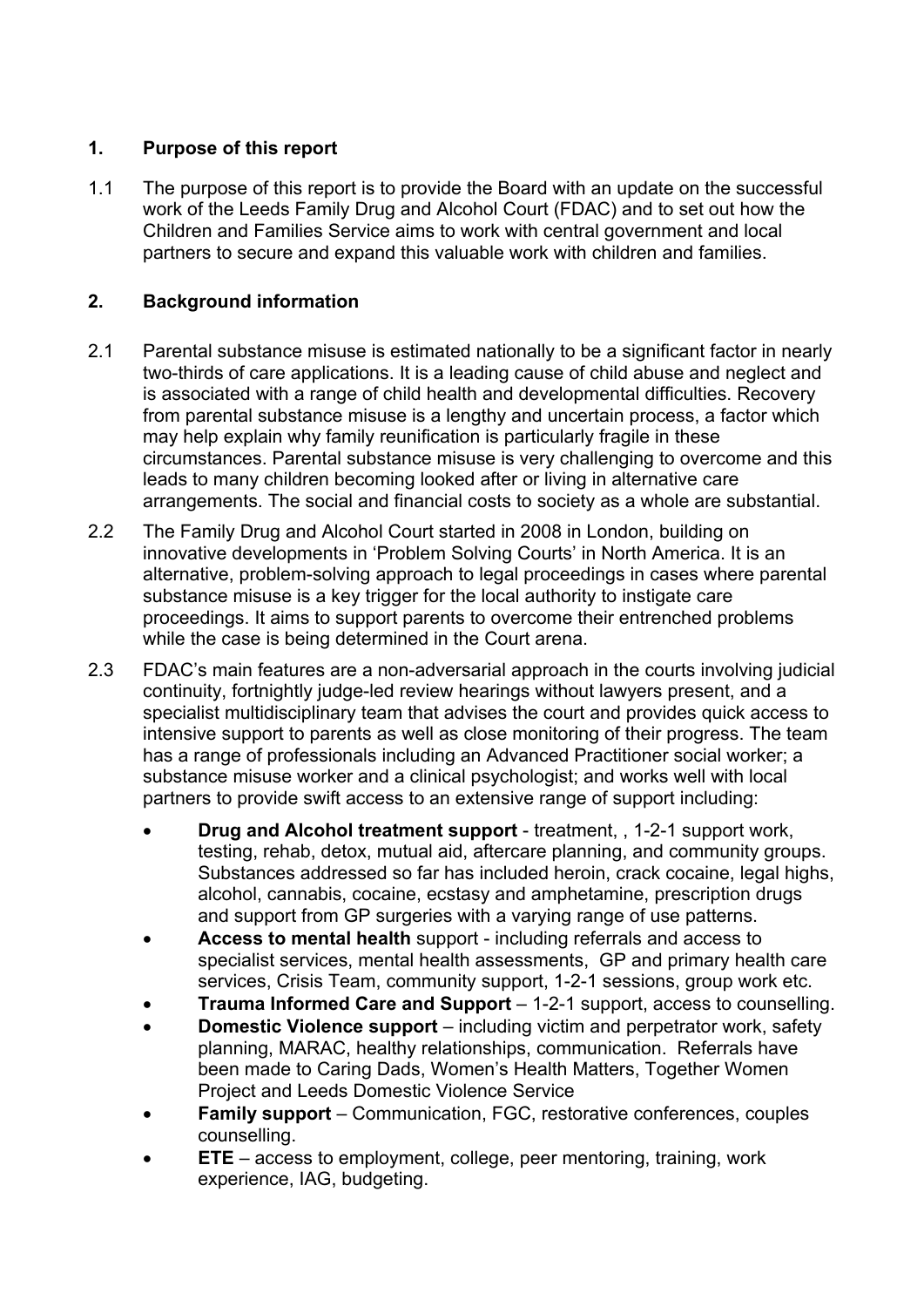## 1. Purpose of this report

1.1 The purpose of this report is to provide the Board with an update on the successful work of the Leeds Family Drug and Alcohol Court (FDAC) and to set out how the Children and Families Service aims to work with central government and local partners to secure and expand this valuable work with children and families.

## 2. Background information

2.1 Parental substance misuse is estimated nationally to be a significant factor in nearly two-thirds of care applications. It is a leading cause of child abuse and neglect and is associated with a range of child health and developmental difficulties. Recovery from parental substance misuse is a lengthy and uncertain process, a factor which may help explain why family reunification is particularly fragile in these circumstances. Parental substance misuse is very challenging to overcome and this leads to many children becoming looked after or living in alternative care arrangements. The social and financial costs to society as a whole are substantial.

2.2 The Family Drug and Alcohol Court started in 2008 in London, building on innovative developments in 'Problem Solving Courts' in North America. It is an alternative, problem-solving approach to legal proceedings in cases where parental substance misuse is a key trigger for the local authority to instigate care proceedings. It aims to support parents to overcome their entrenched problems while the case is being determined in the Court arena.

2.3 FDAC's main features are a non-adversarial approach in the courts involving judicial continuity, fortnightly judge-led review hearings without lawyers present, and a specialist multidisciplinary team that advises the court and provides quick access to intensive support to parents as well as close monitoring of their progress. The team has a range of professionals including an Advanced Practitioner social worker; a substance misuse worker and a clinical psychologist; and works well with local partners to provide swift access to an extensive range of support including:

- **Drug and Alcohol treatment support** - treatment, , 1-2-1 support work, testing, rehab, detox, mutual aid, aftercare planning, and community groups. Substances addressed so far has included heroin, crack cocaine, legal highs, alcohol, cannabis, cocaine, ecstasy and amphetamine, prescription drugs and support from GP surgeries with a varying range of use patterns.
- **Access to mental health** support - including referrals and access to specialist services, mental health assessments, GP and primary health care services, Crisis Team, community support, 1-2-1 sessions, group work etc.
- **Trauma Informed Care and Support** – 1-2-1 support, access to counselling.
- **Domestic Violence support** – including victim and perpetrator work, safety planning, MARAC, healthy relationships, communication. Referrals have been made to Caring Dads, Women's Health Matters, Together Women Project and Leeds Domestic Violence Service
- **Family support** – Communication, FGC, restorative conferences, couples counselling.
- **ETE** – access to employment, college, peer mentoring, training, work experience, IAG, budgeting.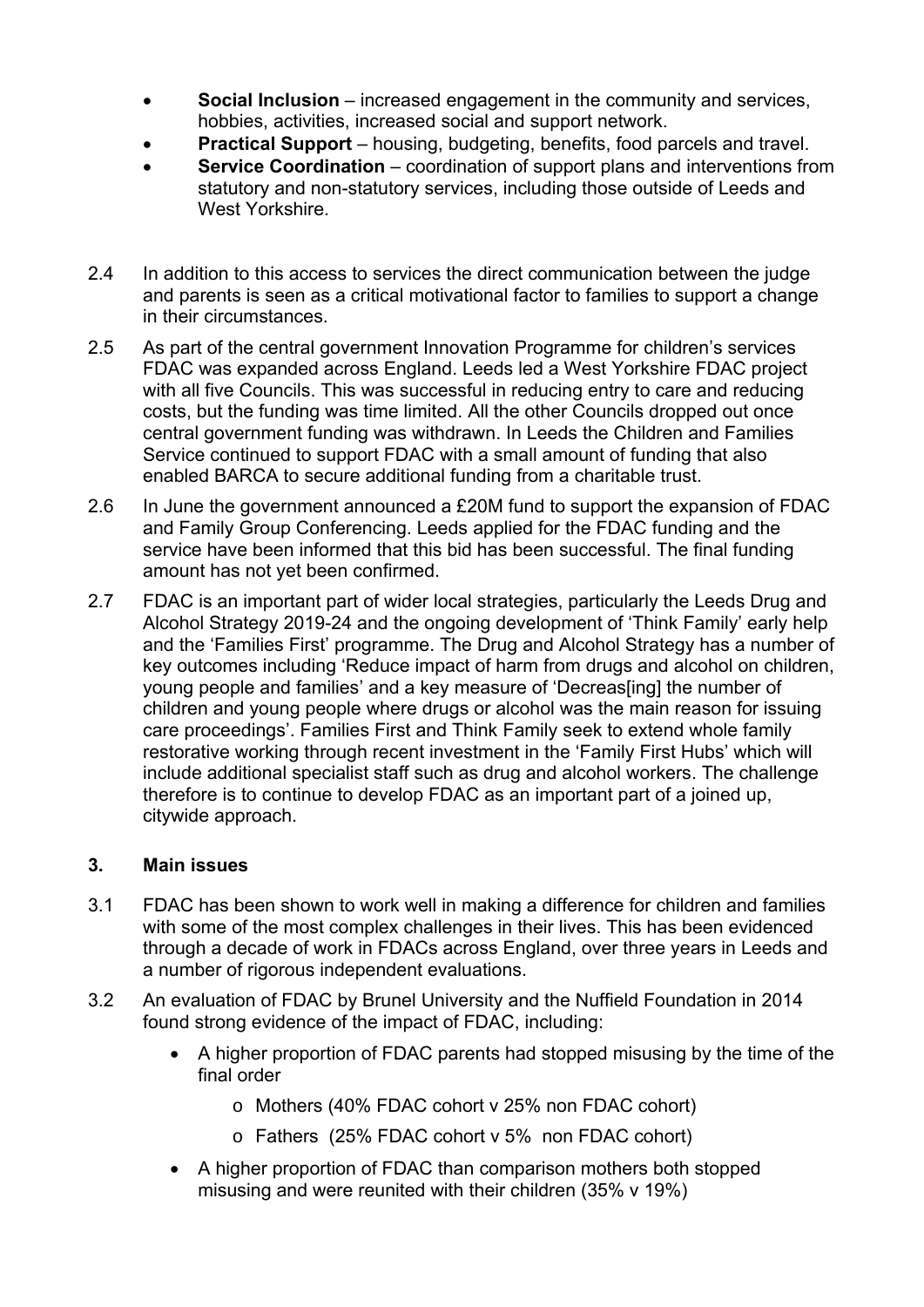- **Social Inclusion** – increased engagement in the community and services, hobbies, activities, increased social and support network.
- **Practical Support** – housing, budgeting, benefits, food parcels and travel.
- **Service Coordination** – coordination of support plans and interventions from statutory and non-statutory services, including those outside of Leeds and West Yorkshire.

2.4 In addition to this access to services the direct communication between the judge and parents is seen as a critical motivational factor to families to support a change in their circumstances.

2.5 As part of the central government Innovation Programme for children's services FDAC was expanded across England. Leeds led a West Yorkshire FDAC project with all five Councils. This was successful in reducing entry to care and reducing costs, but the funding was time limited. All the other Councils dropped out once central government funding was withdrawn. In Leeds the Children and Families Service continued to support FDAC with a small amount of funding that also enabled BARCA to secure additional funding from a charitable trust.

2.6 In June the government announced a £20M fund to support the expansion of FDAC and Family Group Conferencing. Leeds applied for the FDAC funding and the service have been informed that this bid has been successful. The final funding amount has not yet been confirmed.

2.7 FDAC is an important part of wider local strategies, particularly the Leeds Drug and Alcohol Strategy 2019-24 and the ongoing development of 'Think Family' early help and the 'Families First' programme. The Drug and Alcohol Strategy has a number of key outcomes including 'Reduce impact of harm from drugs and alcohol on children, young people and families' and a key measure of 'Decreas[ing] the number of children and young people where drugs or alcohol was the main reason for issuing care proceedings'. Families First and Think Family seek to extend whole family restorative working through recent investment in the 'Family First Hubs' which will include additional specialist staff such as drug and alcohol workers. The challenge therefore is to continue to develop FDAC as an important part of a joined up, citywide approach.

## 3. Main issues

3.1 FDAC has been shown to work well in making a difference for children and families with some of the most complex challenges in their lives. This has been evidenced through a decade of work in FDACs across England, over three years in Leeds and a number of rigorous independent evaluations.

3.2 An evaluation of FDAC by Brunel University and the Nuffield Foundation in 2014 found strong evidence of the impact of FDAC, including:

- A higher proportion of FDAC parents had stopped misusing by the time of the final order
  - Mothers (40% FDAC cohort v 25% non FDAC cohort)
  - Fathers (25% FDAC cohort v 5% non FDAC cohort)
- A higher proportion of FDAC than comparison mothers both stopped misusing and were reunited with their children (35% v 19%)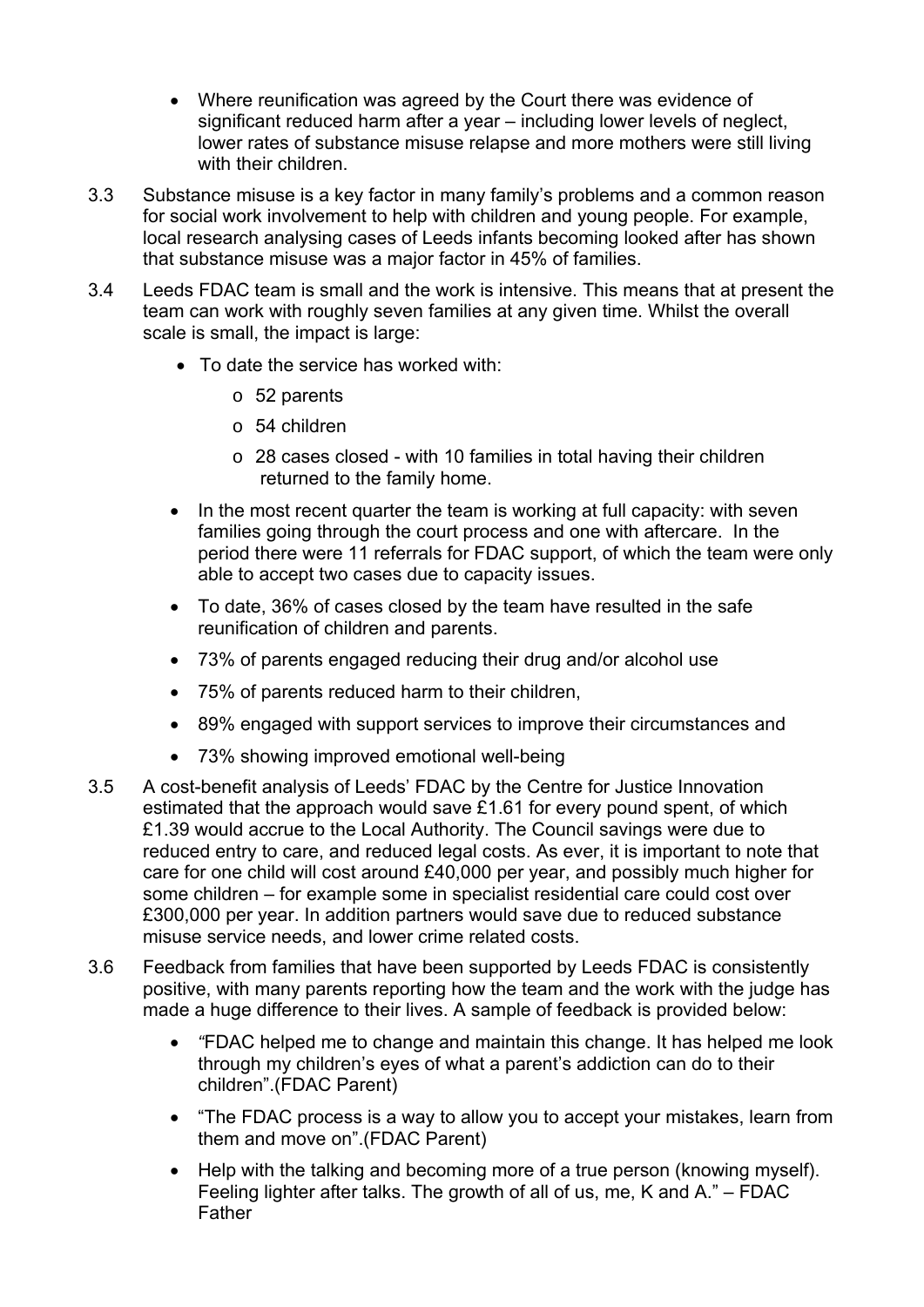- Where reunification was agreed by the Court there was evidence of significant reduced harm after a year – including lower levels of neglect, lower rates of substance misuse relapse and more mothers were still living with their children.

3.3 Substance misuse is a key factor in many family's problems and a common reason for social work involvement to help with children and young people. For example, local research analysing cases of Leeds infants becoming looked after has shown that substance misuse was a major factor in 45% of families.

3.4 Leeds FDAC team is small and the work is intensive. This means that at present the team can work with roughly seven families at any given time. Whilst the overall scale is small, the impact is large:

- To date the service has worked with:
  - 52 parents
  - 54 children
  - 28 cases closed - with 10 families in total having their children returned to the family home.
- In the most recent quarter the team is working at full capacity: with seven families going through the court process and one with aftercare. In the period there were 11 referrals for FDAC support, of which the team were only able to accept two cases due to capacity issues.
- To date, 36% of cases closed by the team have resulted in the safe reunification of children and parents.
- 73% of parents engaged reducing their drug and/or alcohol use
- 75% of parents reduced harm to their children,
- 89% engaged with support services to improve their circumstances and
- 73% showing improved emotional well-being

3.5 A cost-benefit analysis of Leeds' FDAC by the Centre for Justice Innovation estimated that the approach would save £1.61 for every pound spent, of which £1.39 would accrue to the Local Authority. The Council savings were due to reduced entry to care, and reduced legal costs. As ever, it is important to note that care for one child will cost around £40,000 per year, and possibly much higher for some children – for example some in specialist residential care could cost over £300,000 per year. In addition partners would save due to reduced substance misuse service needs, and lower crime related costs.

3.6 Feedback from families that have been supported by Leeds FDAC is consistently positive, with many parents reporting how the team and the work with the judge has made a huge difference to their lives. A sample of feedback is provided below:

- "FDAC helped me to change and maintain this change. It has helped me look through my children's eyes of what a parent's addiction can do to their children".(FDAC Parent)
- "The FDAC process is a way to allow you to accept your mistakes, learn from them and move on".(FDAC Parent)
- Help with the talking and becoming more of a true person (knowing myself). Feeling lighter after talks. The growth of all of us, me, K and A." – FDAC Father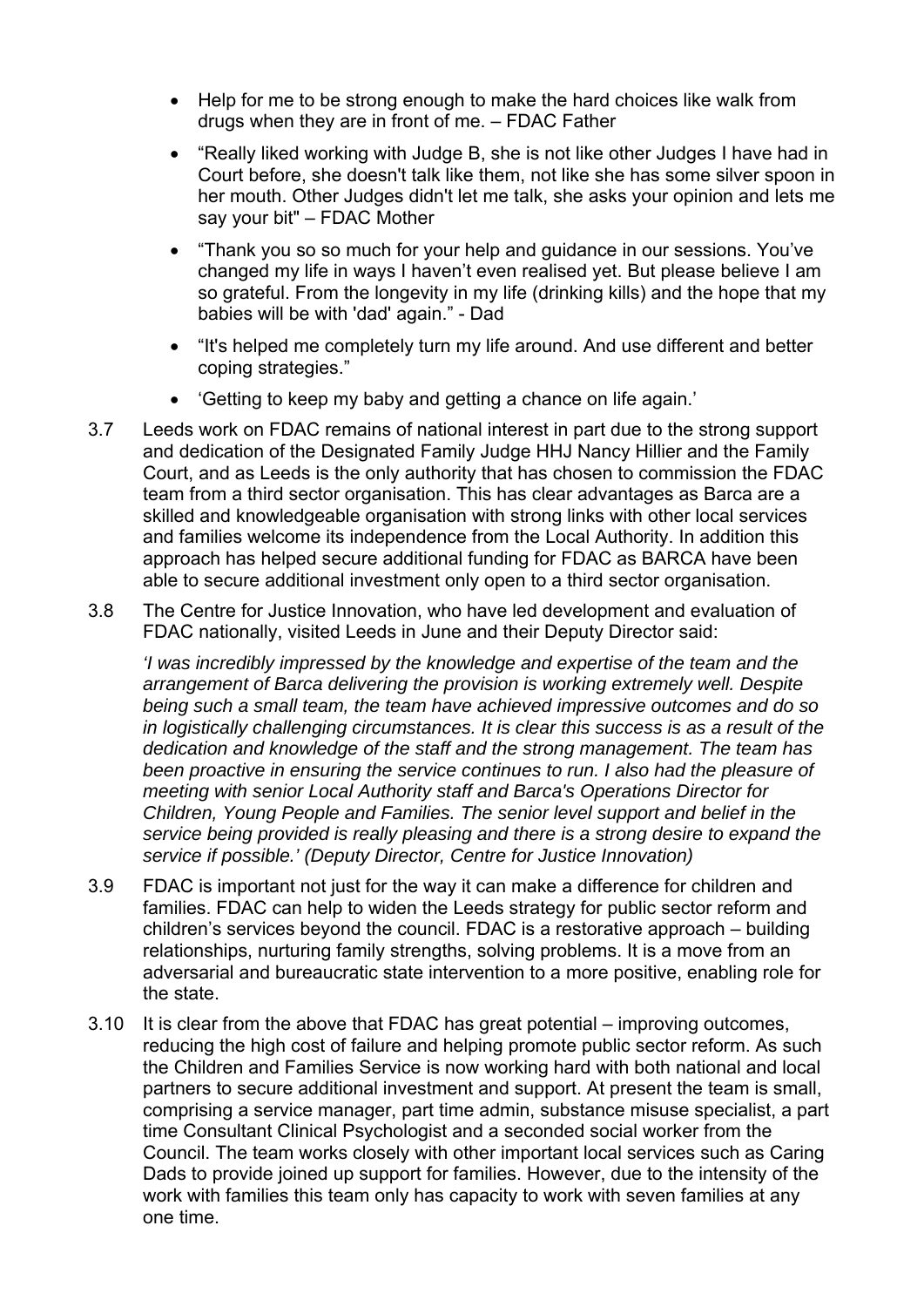- Help for me to be strong enough to make the hard choices like walk from drugs when they are in front of me. – FDAC Father
- "Really liked working with Judge B, she is not like other Judges I have had in Court before, she doesn't talk like them, not like she has some silver spoon in her mouth. Other Judges didn't let me talk, she asks your opinion and lets me say your bit" – FDAC Mother
- "Thank you so so much for your help and guidance in our sessions. You've changed my life in ways I haven't even realised yet. But please believe I am so grateful. From the longevity in my life (drinking kills) and the hope that my babies will be with 'dad' again." - Dad
- "It's helped me completely turn my life around. And use different and better coping strategies."
- 'Getting to keep my baby and getting a chance on life again.'

3.7 Leeds work on FDAC remains of national interest in part due to the strong support and dedication of the Designated Family Judge HHJ Nancy Hillier and the Family Court, and as Leeds is the only authority that has chosen to commission the FDAC team from a third sector organisation. This has clear advantages as Barca are a skilled and knowledgeable organisation with strong links with other local services and families welcome its independence from the Local Authority. In addition this approach has helped secure additional funding for FDAC as BARCA have been able to secure additional investment only open to a third sector organisation.

3.8 The Centre for Justice Innovation, who have led development and evaluation of FDAC nationally, visited Leeds in June and their Deputy Director said:

*'I was incredibly impressed by the knowledge and expertise of the team and the arrangement of Barca delivering the provision is working extremely well. Despite being such a small team, the team have achieved impressive outcomes and do so in logistically challenging circumstances. It is clear this success is as a result of the dedication and knowledge of the staff and the strong management. The team has been proactive in ensuring the service continues to run. I also had the pleasure of meeting with senior Local Authority staff and Barca's Operations Director for Children, Young People and Families. The senior level support and belief in the service being provided is really pleasing and there is a strong desire to expand the service if possible.' (Deputy Director, Centre for Justice Innovation)*

3.9 FDAC is important not just for the way it can make a difference for children and families. FDAC can help to widen the Leeds strategy for public sector reform and children's services beyond the council. FDAC is a restorative approach – building relationships, nurturing family strengths, solving problems. It is a move from an adversarial and bureaucratic state intervention to a more positive, enabling role for the state.

3.10 It is clear from the above that FDAC has great potential – improving outcomes, reducing the high cost of failure and helping promote public sector reform. As such the Children and Families Service is now working hard with both national and local partners to secure additional investment and support. At present the team is small, comprising a service manager, part time admin, substance misuse specialist, a part time Consultant Clinical Psychologist and a seconded social worker from the Council. The team works closely with other important local services such as Caring Dads to provide joined up support for families. However, due to the intensity of the work with families this team only has capacity to work with seven families at any one time.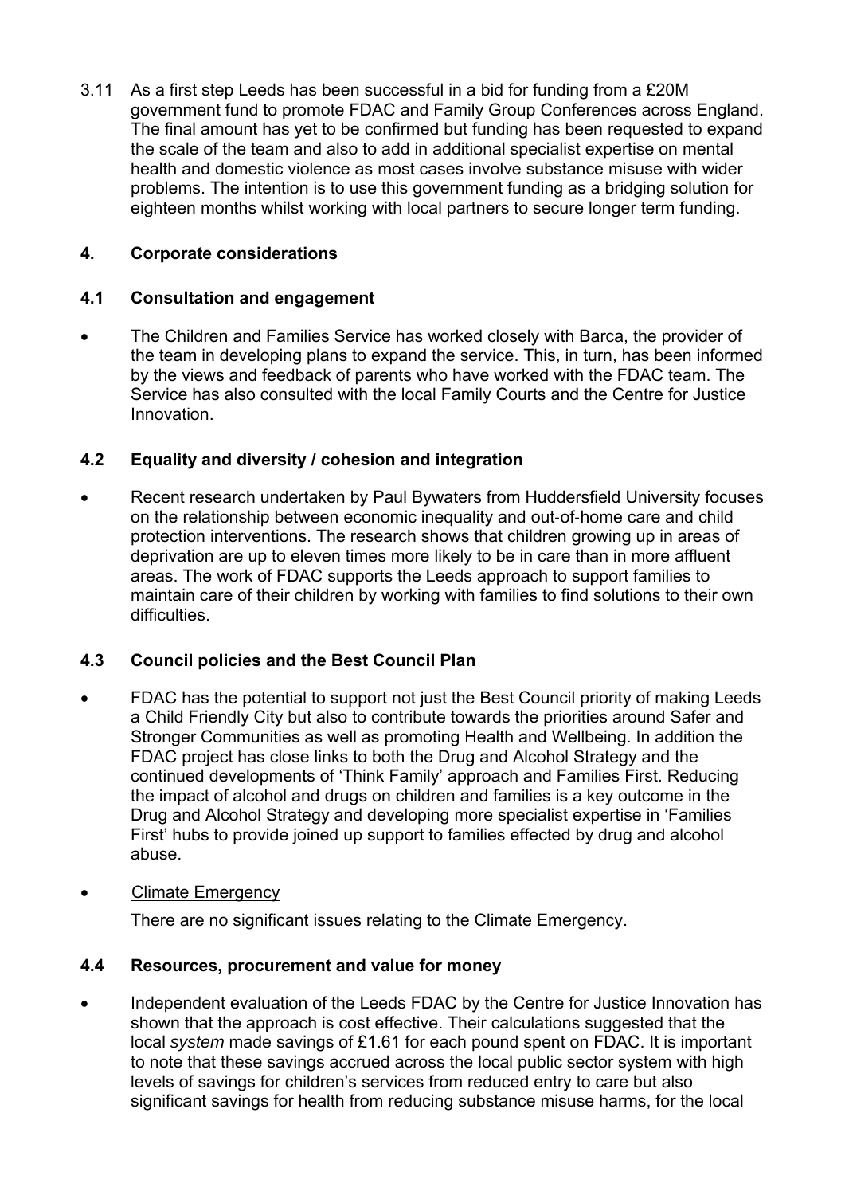3.11 As a first step Leeds has been successful in a bid for funding from a £20M government fund to promote FDAC and Family Group Conferences across England. The final amount has yet to be confirmed but funding has been requested to expand the scale of the team and also to add in additional specialist expertise on mental health and domestic violence as most cases involve substance misuse with wider problems. The intention is to use this government funding as a bridging solution for eighteen months whilst working with local partners to secure longer term funding.

## 4. Corporate considerations

### 4.1 Consultation and engagement

- The Children and Families Service has worked closely with Barca, the provider of the team in developing plans to expand the service. This, in turn, has been informed by the views and feedback of parents who have worked with the FDAC team. The Service has also consulted with the local Family Courts and the Centre for Justice Innovation.

### 4.2 Equality and diversity / cohesion and integration

- Recent research undertaken by Paul Bywaters from Huddersfield University focuses on the relationship between economic inequality and out-of-home care and child protection interventions. The research shows that children growing up in areas of deprivation are up to eleven times more likely to be in care than in more affluent areas. The work of FDAC supports the Leeds approach to support families to maintain care of their children by working with families to find solutions to their own difficulties.

### 4.3 Council policies and the Best Council Plan

- FDAC has the potential to support not just the Best Council priority of making Leeds a Child Friendly City but also to contribute towards the priorities around Safer and Stronger Communities as well as promoting Health and Wellbeing. In addition the FDAC project has close links to both the Drug and Alcohol Strategy and the continued developments of 'Think Family' approach and Families First. Reducing the impact of alcohol and drugs on children and families is a key outcome in the Drug and Alcohol Strategy and developing more specialist expertise in 'Families First' hubs to provide joined up support to families effected by drug and alcohol abuse.

- <u>Climate Emergency</u>

  There are no significant issues relating to the Climate Emergency.

### 4.4 Resources, procurement and value for money

- Independent evaluation of the Leeds FDAC by the Centre for Justice Innovation has shown that the approach is cost effective. Their calculations suggested that the local *system* made savings of £1.61 for each pound spent on FDAC. It is important to note that these savings accrued across the local public sector system with high levels of savings for children's services from reduced entry to care but also significant savings for health from reducing substance misuse harms, for the local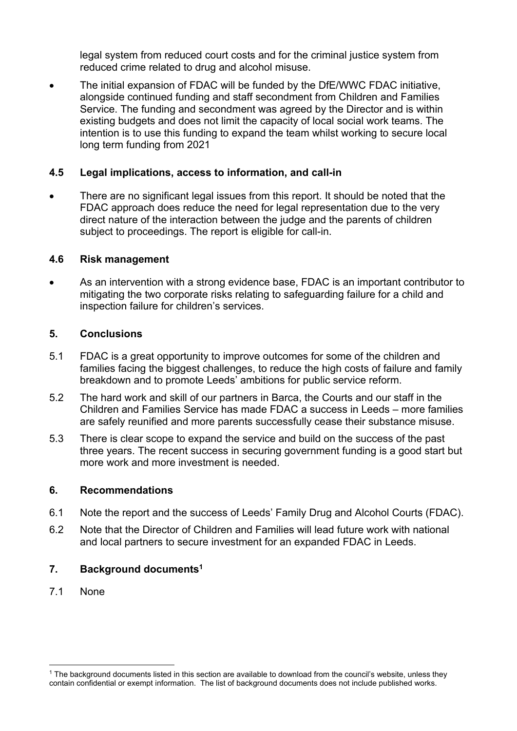legal system from reduced court costs and for the criminal justice system from reduced crime related to drug and alcohol misuse.

- The initial expansion of FDAC will be funded by the DfE/WWC FDAC initiative, alongside continued funding and staff secondment from Children and Families Service. The funding and secondment was agreed by the Director and is within existing budgets and does not limit the capacity of local social work teams. The intention is to use this funding to expand the team whilst working to secure local long term funding from 2021

### 4.5 Legal implications, access to information, and call-in

- There are no significant legal issues from this report. It should be noted that the FDAC approach does reduce the need for legal representation due to the very direct nature of the interaction between the judge and the parents of children subject to proceedings. The report is eligible for call-in.

### 4.6 Risk management

- As an intervention with a strong evidence base, FDAC is an important contributor to mitigating the two corporate risks relating to safeguarding failure for a child and inspection failure for children's services.

## 5. Conclusions

5.1 FDAC is a great opportunity to improve outcomes for some of the children and families facing the biggest challenges, to reduce the high costs of failure and family breakdown and to promote Leeds' ambitions for public service reform.

5.2 The hard work and skill of our partners in Barca, the Courts and our staff in the Children and Families Service has made FDAC a success in Leeds – more families are safely reunified and more parents successfully cease their substance misuse.

5.3 There is clear scope to expand the service and build on the success of the past three years. The recent success in securing government funding is a good start but more work and more investment is needed.

## 6. Recommendations

6.1 Note the report and the success of Leeds' Family Drug and Alcohol Courts (FDAC).

6.2 Note that the Director of Children and Families will lead future work with national and local partners to secure investment for an expanded FDAC in Leeds.

## 7. Background documents[1]

7.1 None

[1] The background documents listed in this section are available to download from the council's website, unless they contain confidential or exempt information. The list of background documents does not include published works.